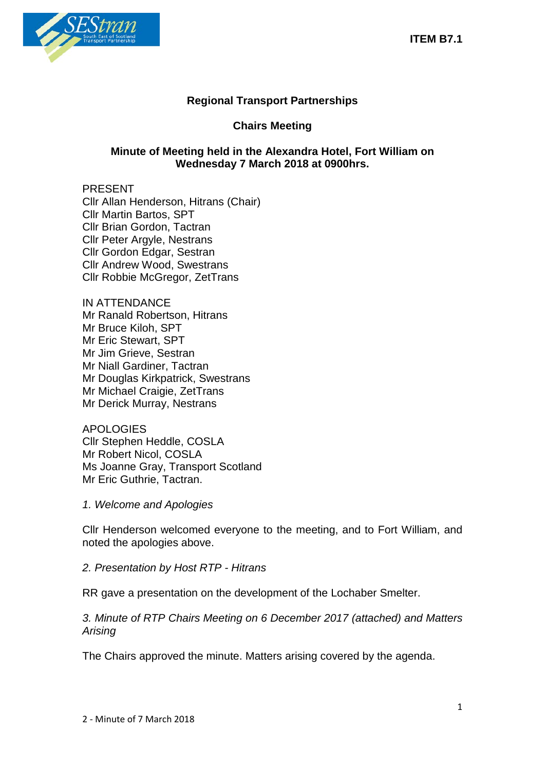ITEM B7.1

# Regional Transport Partnerships

## Chairs Meeting

### Minute of Meeting held in the Alexandra Hotel, Fort William on Wednesday 7 March 2018 at 0900hrs.

PRESENT
Cllr Allan Henderson, Hitrans (Chair)
Cllr Martin Bartos, SPT
Cllr Brian Gordon, Tactran
Cllr Peter Argyle, Nestrans
Cllr Gordon Edgar, Sestran
Cllr Andrew Wood, Swestrans
Cllr Robbie McGregor, ZetTrans

IN ATTENDANCE
Mr Ranald Robertson, Hitrans
Mr Bruce Kiloh, SPT
Mr Eric Stewart, SPT
Mr Jim Grieve, Sestran
Mr Niall Gardiner, Tactran
Mr Douglas Kirkpatrick, Swestrans
Mr Michael Craigie, ZetTrans
Mr Derick Murray, Nestrans

APOLOGIES
Cllr Stephen Heddle, COSLA
Mr Robert Nicol, COSLA
Ms Joanne Gray, Transport Scotland
Mr Eric Guthrie, Tactran.

*1. Welcome and Apologies*

Cllr Henderson welcomed everyone to the meeting, and to Fort William, and noted the apologies above.

*2. Presentation by Host RTP - Hitrans*

RR gave a presentation on the development of the Lochaber Smelter.

*3. Minute of RTP Chairs Meeting on 6 December 2017 (attached) and Matters Arising*

The Chairs approved the minute. Matters arising covered by the agenda.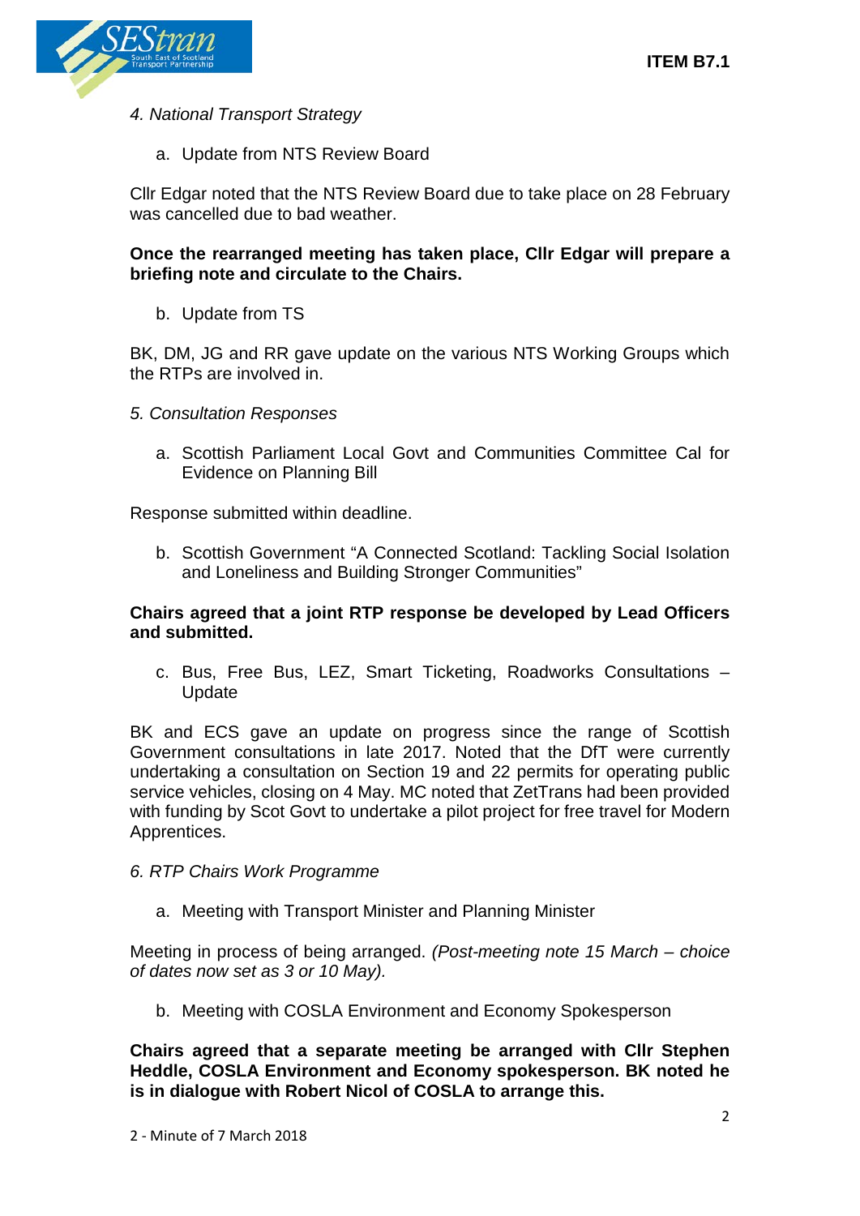*4. National Transport Strategy*

a. Update from NTS Review Board

Cllr Edgar noted that the NTS Review Board due to take place on 28 February was cancelled due to bad weather.

**Once the rearranged meeting has taken place, Cllr Edgar will prepare a briefing note and circulate to the Chairs.**

b. Update from TS

BK, DM, JG and RR gave update on the various NTS Working Groups which the RTPs are involved in.

*5. Consultation Responses*

a. Scottish Parliament Local Govt and Communities Committee Cal for Evidence on Planning Bill

Response submitted within deadline.

b. Scottish Government "A Connected Scotland: Tackling Social Isolation and Loneliness and Building Stronger Communities"

**Chairs agreed that a joint RTP response be developed by Lead Officers and submitted.**

c. Bus, Free Bus, LEZ, Smart Ticketing, Roadworks Consultations – Update

BK and ECS gave an update on progress since the range of Scottish Government consultations in late 2017. Noted that the DfT were currently undertaking a consultation on Section 19 and 22 permits for operating public service vehicles, closing on 4 May. MC noted that ZetTrans had been provided with funding by Scot Govt to undertake a pilot project for free travel for Modern Apprentices.

*6. RTP Chairs Work Programme*

a. Meeting with Transport Minister and Planning Minister

Meeting in process of being arranged. *(Post-meeting note 15 March – choice of dates now set as 3 or 10 May).*

b. Meeting with COSLA Environment and Economy Spokesperson

**Chairs agreed that a separate meeting be arranged with Cllr Stephen Heddle, COSLA Environment and Economy spokesperson. BK noted he is in dialogue with Robert Nicol of COSLA to arrange this.**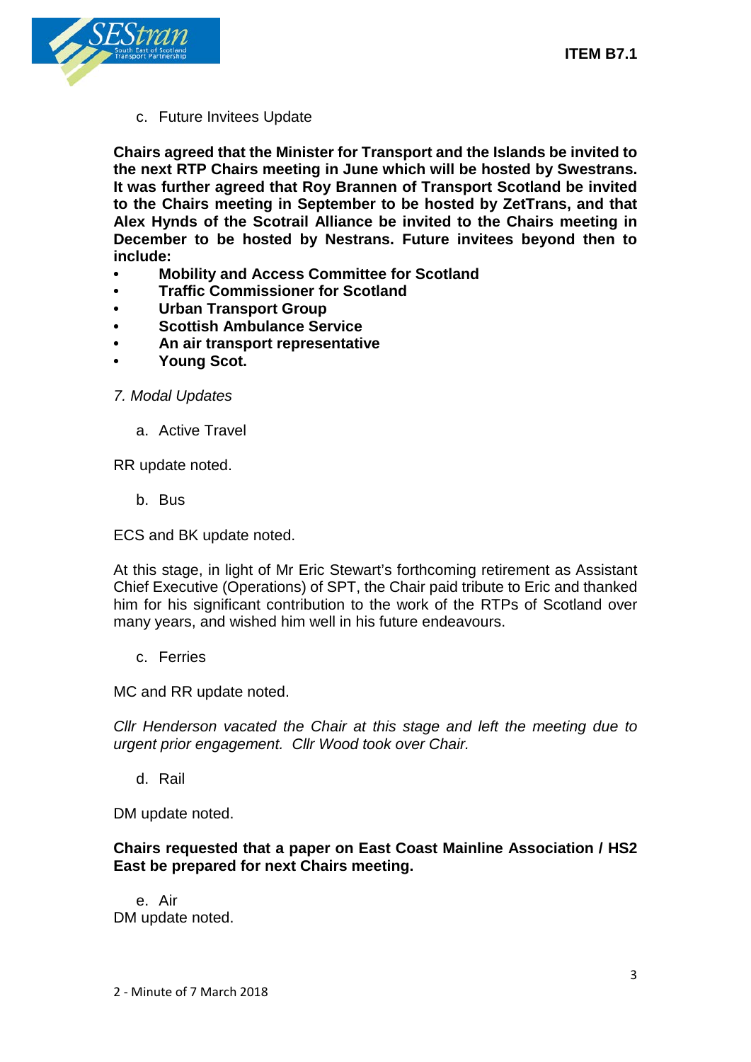c. Future Invitees Update

**Chairs agreed that the Minister for Transport and the Islands be invited to the next RTP Chairs meeting in June which will be hosted by Swestrans. It was further agreed that Roy Brannen of Transport Scotland be invited to the Chairs meeting in September to be hosted by ZetTrans, and that Alex Hynds of the Scotrail Alliance be invited to the Chairs meeting in December to be hosted by Nestrans. Future invitees beyond then to include:**

- **Mobility and Access Committee for Scotland**
- **Traffic Commissioner for Scotland**
- **Urban Transport Group**
- **Scottish Ambulance Service**
- **An air transport representative**
- **Young Scot.**

*7. Modal Updates*

a. Active Travel

RR update noted.

b. Bus

ECS and BK update noted.

At this stage, in light of Mr Eric Stewart's forthcoming retirement as Assistant Chief Executive (Operations) of SPT, the Chair paid tribute to Eric and thanked him for his significant contribution to the work of the RTPs of Scotland over many years, and wished him well in his future endeavours.

c. Ferries

MC and RR update noted.

*Cllr Henderson vacated the Chair at this stage and left the meeting due to urgent prior engagement. Cllr Wood took over Chair.*

d. Rail

DM update noted.

**Chairs requested that a paper on East Coast Mainline Association / HS2 East be prepared for next Chairs meeting.**

e. Air

DM update noted.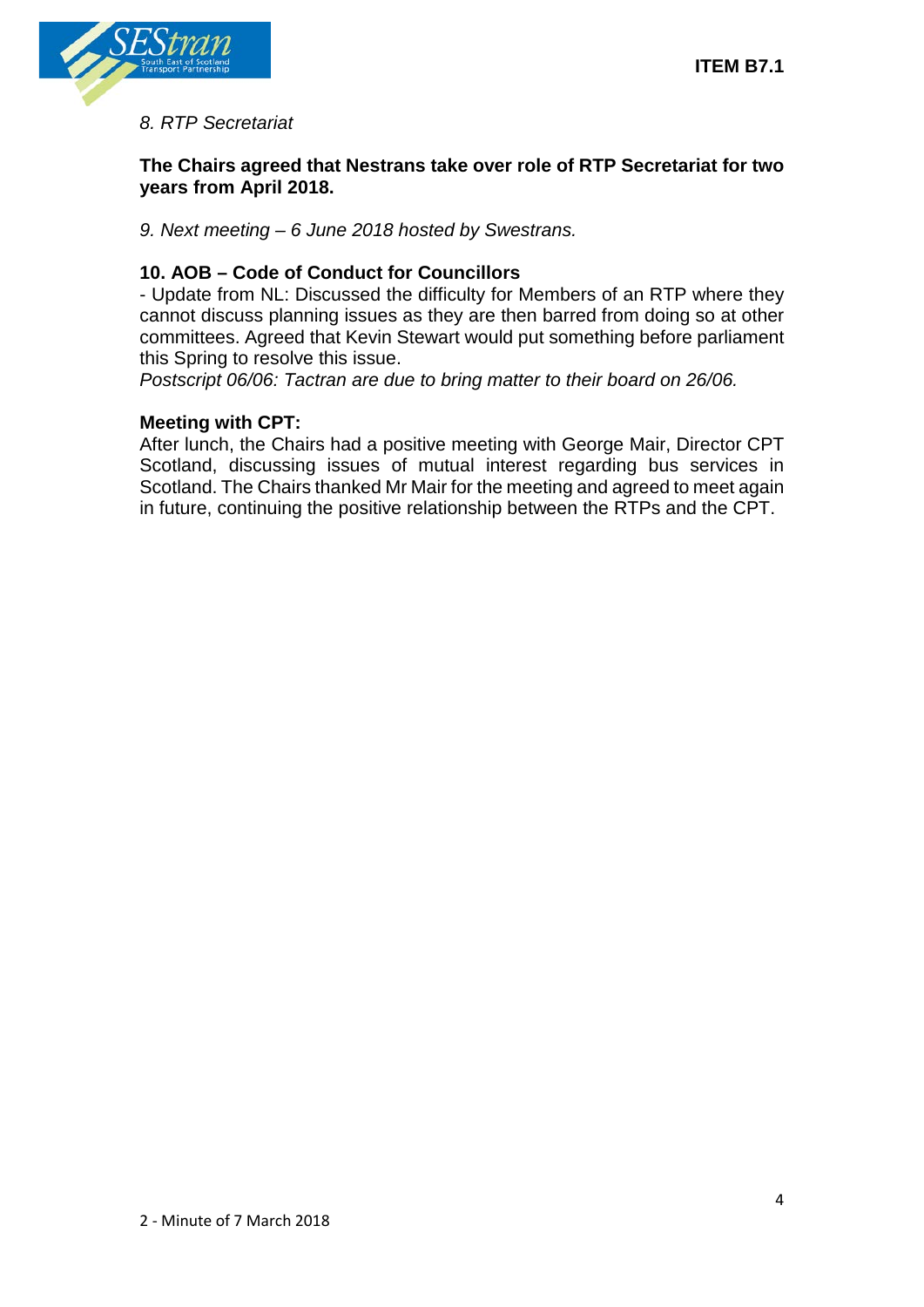*8. RTP Secretariat*

**The Chairs agreed that Nestrans take over role of RTP Secretariat for two years from April 2018.**

*9. Next meeting – 6 June 2018 hosted by Swestrans.*

**10. AOB – Code of Conduct for Councillors**

- Update from NL: Discussed the difficulty for Members of an RTP where they cannot discuss planning issues as they are then barred from doing so at other committees. Agreed that Kevin Stewart would put something before parliament this Spring to resolve this issue.

*Postscript 06/06: Tactran are due to bring matter to their board on 26/06.*

**Meeting with CPT:**

After lunch, the Chairs had a positive meeting with George Mair, Director CPT Scotland, discussing issues of mutual interest regarding bus services in Scotland. The Chairs thanked Mr Mair for the meeting and agreed to meet again in future, continuing the positive relationship between the RTPs and the CPT.